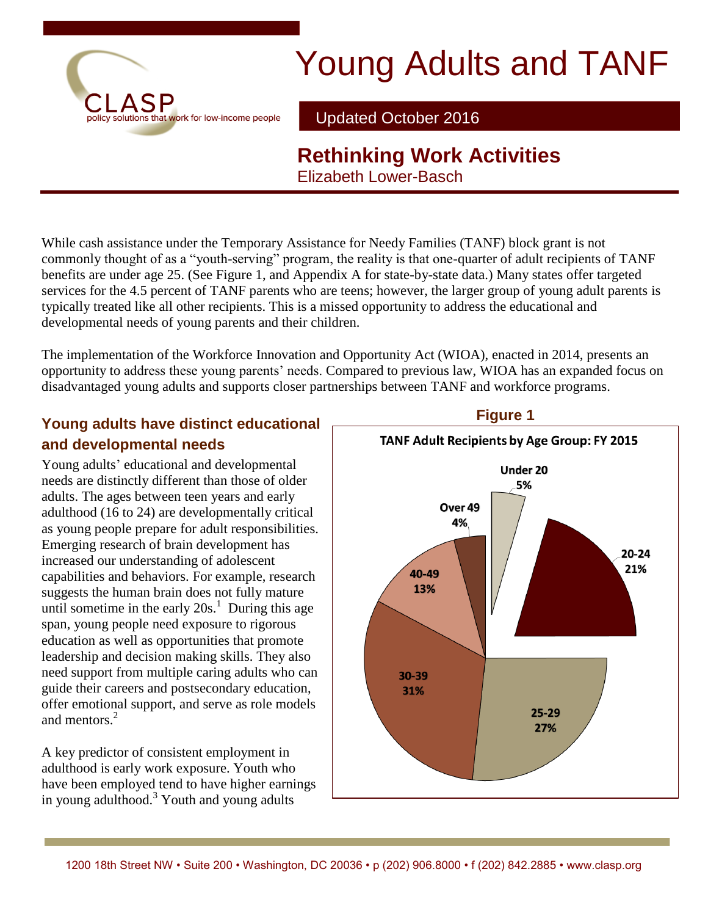# Young Adults and TANF

Updated October 2016

## Rethinking Work Activities

Elizabeth Lower-Basch

While cash assistance under the Temporary Assistance for Needy Families (TANF) block grant is not commonly thought of as a "youth-serving" program, the reality is that one-quarter of adult recipients of TANF benefits are under age 25. (See Figure 1, and Appendix A for state-by-state data.) Many states offer targeted services for the 4.5 percent of TANF parents who are teens; however, the larger group of young adult parents is typically treated like all other recipients. This is a missed opportunity to address the educational and developmental needs of young parents and their children.

The implementation of the Workforce Innovation and Opportunity Act (WIOA), enacted in 2014, presents an opportunity to address these young parents' needs. Compared to previous law, WIOA has an expanded focus on disadvantaged young adults and supports closer partnerships between TANF and workforce programs.

### Young adults have distinct educational and developmental needs

Young adults' educational and developmental needs are distinctly different than those of older adults. The ages between teen years and early adulthood (16 to 24) are developmentally critical as young people prepare for adult responsibilities. Emerging research of brain development has increased our understanding of adolescent capabilities and behaviors. For example, research suggests the human brain does not fully mature until sometime in the early 20s.[1] During this age span, young people need exposure to rigorous education as well as opportunities that promote leadership and decision making skills. They also need support from multiple caring adults who can guide their careers and postsecondary education, offer emotional support, and serve as role models and mentors.[2]

A key predictor of consistent employment in adulthood is early work exposure. Youth who have been employed tend to have higher earnings in young adulthood.[3] Youth and young adults

**Figure 1**

**TANF Adult Recipients by Age Group: FY 2015**

| Age Group | Percent |
|---|---|
| Under 20 | 5% |
| 20-24 | 21% |
| 25-29 | 27% |
| 30-39 | 31% |
| 40-49 | 13% |
| Over 49 | 4% |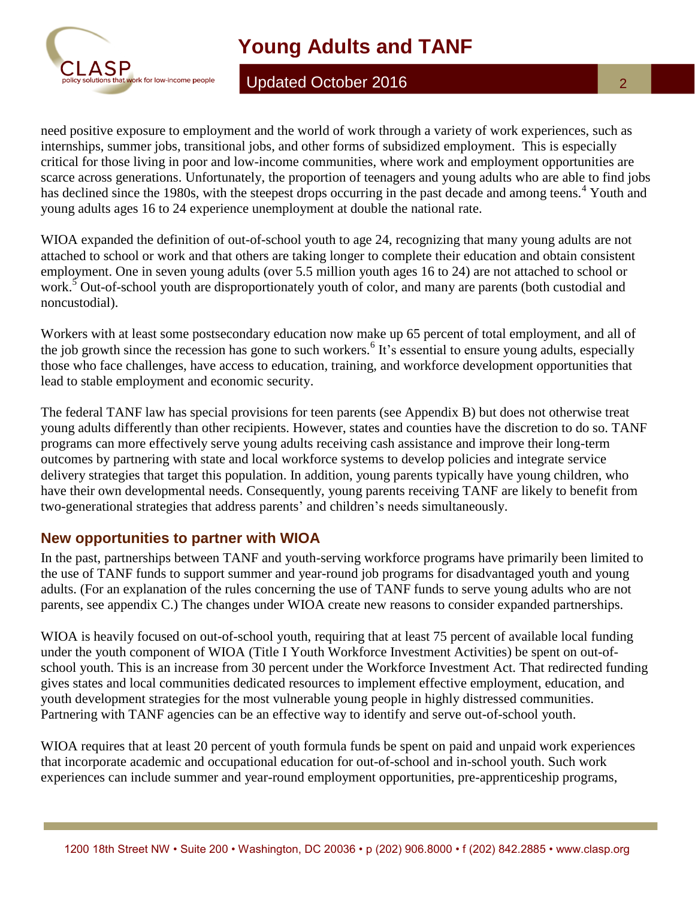need positive exposure to employment and the world of work through a variety of work experiences, such as internships, summer jobs, transitional jobs, and other forms of subsidized employment. This is especially critical for those living in poor and low-income communities, where work and employment opportunities are scarce across generations. Unfortunately, the proportion of teenagers and young adults who are able to find jobs has declined since the 1980s, with the steepest drops occurring in the past decade and among teens.[4] Youth and young adults ages 16 to 24 experience unemployment at double the national rate.

WIOA expanded the definition of out-of-school youth to age 24, recognizing that many young adults are not attached to school or work and that others are taking longer to complete their education and obtain consistent employment. One in seven young adults (over 5.5 million youth ages 16 to 24) are not attached to school or work.[5] Out-of-school youth are disproportionately youth of color, and many are parents (both custodial and noncustodial).

Workers with at least some postsecondary education now make up 65 percent of total employment, and all of the job growth since the recession has gone to such workers.[6] It's essential to ensure young adults, especially those who face challenges, have access to education, training, and workforce development opportunities that lead to stable employment and economic security.

The federal TANF law has special provisions for teen parents (see Appendix B) but does not otherwise treat young adults differently than other recipients. However, states and counties have the discretion to do so. TANF programs can more effectively serve young adults receiving cash assistance and improve their long-term outcomes by partnering with state and local workforce systems to develop policies and integrate service delivery strategies that target this population. In addition, young parents typically have young children, who have their own developmental needs. Consequently, young parents receiving TANF are likely to benefit from two-generational strategies that address parents' and children's needs simultaneously.

## New opportunities to partner with WIOA

In the past, partnerships between TANF and youth-serving workforce programs have primarily been limited to the use of TANF funds to support summer and year-round job programs for disadvantaged youth and young adults. (For an explanation of the rules concerning the use of TANF funds to serve young adults who are not parents, see appendix C.) The changes under WIOA create new reasons to consider expanded partnerships.

WIOA is heavily focused on out-of-school youth, requiring that at least 75 percent of available local funding under the youth component of WIOA (Title I Youth Workforce Investment Activities) be spent on out-of-school youth. This is an increase from 30 percent under the Workforce Investment Act. That redirected funding gives states and local communities dedicated resources to implement effective employment, education, and youth development strategies for the most vulnerable young people in highly distressed communities. Partnering with TANF agencies can be an effective way to identify and serve out-of-school youth.

WIOA requires that at least 20 percent of youth formula funds be spent on paid and unpaid work experiences that incorporate academic and occupational education for out-of-school and in-school youth. Such work experiences can include summer and year-round employment opportunities, pre-apprenticeship programs,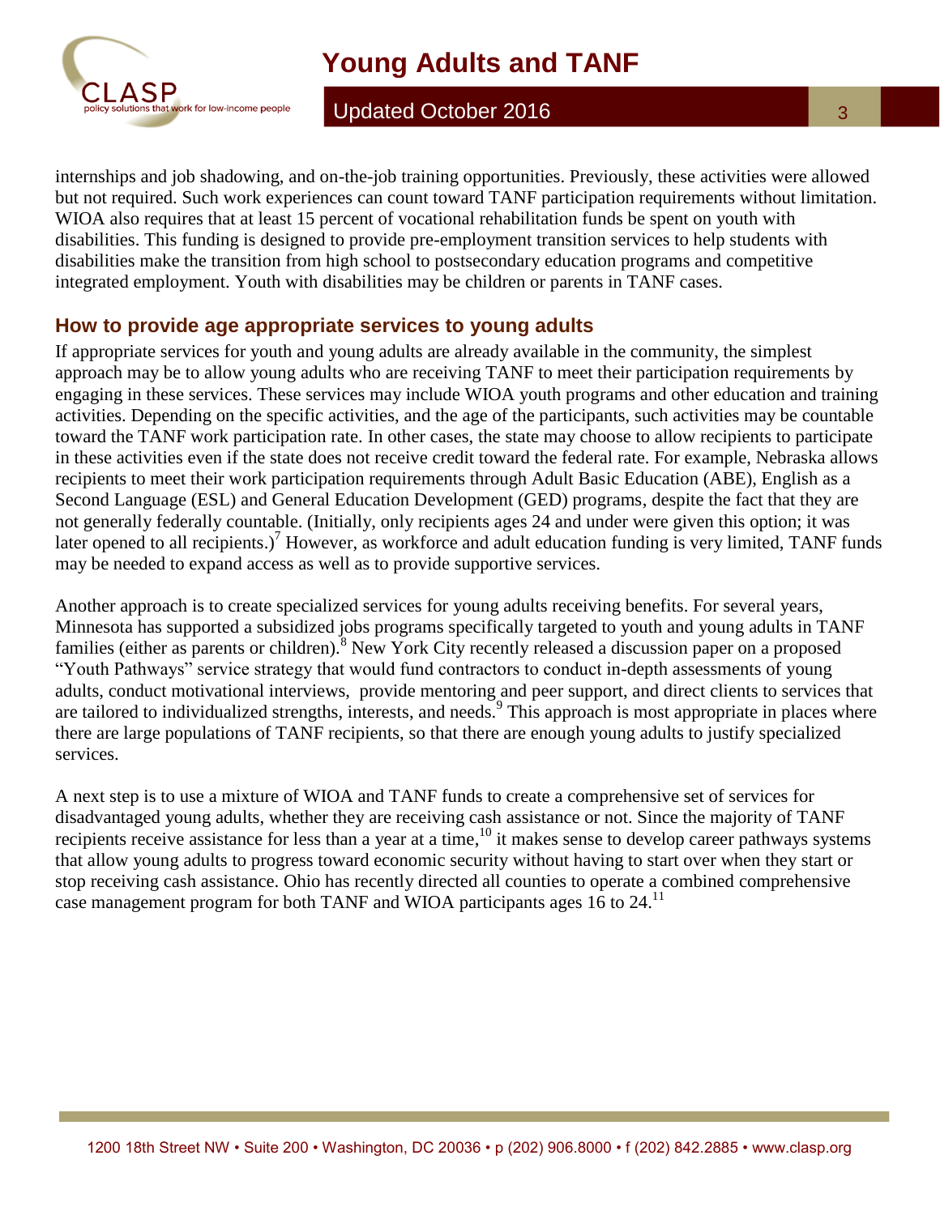internships and job shadowing, and on-the-job training opportunities. Previously, these activities were allowed but not required. Such work experiences can count toward TANF participation requirements without limitation. WIOA also requires that at least 15 percent of vocational rehabilitation funds be spent on youth with disabilities. This funding is designed to provide pre-employment transition services to help students with disabilities make the transition from high school to postsecondary education programs and competitive integrated employment. Youth with disabilities may be children or parents in TANF cases.

## How to provide age appropriate services to young adults

If appropriate services for youth and young adults are already available in the community, the simplest approach may be to allow young adults who are receiving TANF to meet their participation requirements by engaging in these services. These services may include WIOA youth programs and other education and training activities. Depending on the specific activities, and the age of the participants, such activities may be countable toward the TANF work participation rate. In other cases, the state may choose to allow recipients to participate in these activities even if the state does not receive credit toward the federal rate. For example, Nebraska allows recipients to meet their work participation requirements through Adult Basic Education (ABE), English as a Second Language (ESL) and General Education Development (GED) programs, despite the fact that they are not generally federally countable. (Initially, only recipients ages 24 and under were given this option; it was later opened to all recipients.)[7] However, as workforce and adult education funding is very limited, TANF funds may be needed to expand access as well as to provide supportive services.

Another approach is to create specialized services for young adults receiving benefits. For several years, Minnesota has supported a subsidized jobs programs specifically targeted to youth and young adults in TANF families (either as parents or children).[8] New York City recently released a discussion paper on a proposed "Youth Pathways" service strategy that would fund contractors to conduct in-depth assessments of young adults, conduct motivational interviews, provide mentoring and peer support, and direct clients to services that are tailored to individualized strengths, interests, and needs.[9] This approach is most appropriate in places where there are large populations of TANF recipients, so that there are enough young adults to justify specialized services.

A next step is to use a mixture of WIOA and TANF funds to create a comprehensive set of services for disadvantaged young adults, whether they are receiving cash assistance or not. Since the majority of TANF recipients receive assistance for less than a year at a time,[10] it makes sense to develop career pathways systems that allow young adults to progress toward economic security without having to start over when they start or stop receiving cash assistance. Ohio has recently directed all counties to operate a combined comprehensive case management program for both TANF and WIOA participants ages 16 to 24.[11]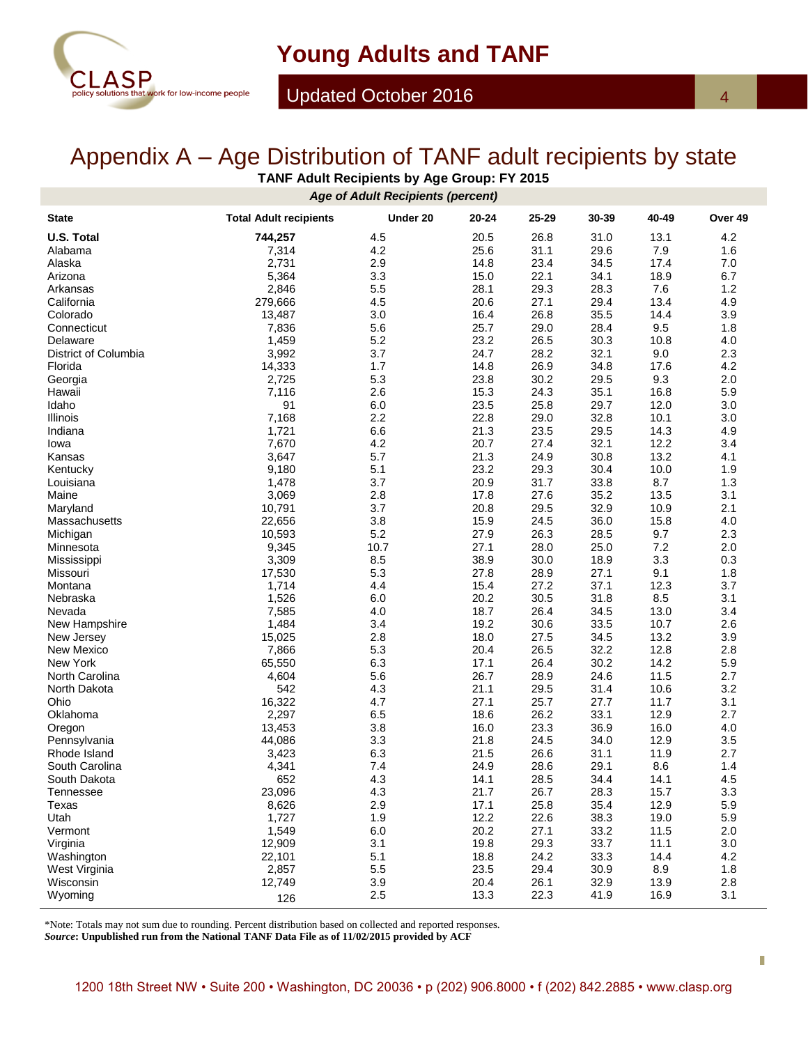# Appendix A – Age Distribution of TANF adult recipients by state

**TANF Adult Recipients by Age Group: FY 2015**

| State | Total Adult recipients | Age of Adult Recipients (percent) | | | | | |
|---|---|---|---|---|---|---|---|
| | | Under 20 | 20-24 | 25-29 | 30-39 | 40-49 | Over 49 |
| **U.S. Total** | **744,257** | 4.5 | 20.5 | 26.8 | 31.0 | 13.1 | 4.2 |
| Alabama | 7,314 | 4.2 | 25.6 | 31.1 | 29.6 | 7.9 | 1.6 |
| Alaska | 2,731 | 2.9 | 14.8 | 23.4 | 34.5 | 17.4 | 7.0 |
| Arizona | 5,364 | 3.3 | 15.0 | 22.1 | 34.1 | 18.9 | 6.7 |
| Arkansas | 2,846 | 5.5 | 28.1 | 29.3 | 28.3 | 7.6 | 1.2 |
| California | 279,666 | 4.5 | 20.6 | 27.1 | 29.4 | 13.4 | 4.9 |
| Colorado | 13,487 | 3.0 | 16.4 | 26.8 | 35.5 | 14.4 | 3.9 |
| Connecticut | 7,836 | 5.6 | 25.7 | 29.0 | 28.4 | 9.5 | 1.8 |
| Delaware | 1,459 | 5.2 | 23.2 | 26.5 | 30.3 | 10.8 | 4.0 |
| District of Columbia | 3,992 | 3.7 | 24.7 | 28.2 | 32.1 | 9.0 | 2.3 |
| Florida | 14,333 | 1.7 | 14.8 | 26.9 | 34.8 | 17.6 | 4.2 |
| Georgia | 2,725 | 5.3 | 23.8 | 30.2 | 29.5 | 9.3 | 2.0 |
| Hawaii | 7,116 | 2.6 | 15.3 | 24.3 | 35.1 | 16.8 | 5.9 |
| Idaho | 91 | 6.0 | 23.5 | 25.8 | 29.7 | 12.0 | 3.0 |
| Illinois | 7,168 | 2.2 | 22.8 | 29.0 | 32.8 | 10.1 | 3.0 |
| Indiana | 1,721 | 6.6 | 21.3 | 23.5 | 29.5 | 14.3 | 4.9 |
| Iowa | 7,670 | 4.2 | 20.7 | 27.4 | 32.1 | 12.2 | 3.4 |
| Kansas | 3,647 | 5.7 | 21.3 | 24.9 | 30.8 | 13.2 | 4.1 |
| Kentucky | 9,180 | 5.1 | 23.2 | 29.3 | 30.4 | 10.0 | 1.9 |
| Louisiana | 1,478 | 3.7 | 20.9 | 31.7 | 33.8 | 8.7 | 1.3 |
| Maine | 3,069 | 2.8 | 17.8 | 27.6 | 35.2 | 13.5 | 3.1 |
| Maryland | 10,791 | 3.7 | 20.8 | 29.5 | 32.9 | 10.9 | 2.1 |
| Massachusetts | 22,656 | 3.8 | 15.9 | 24.5 | 36.0 | 15.8 | 4.0 |
| Michigan | 10,593 | 5.2 | 27.9 | 26.3 | 28.5 | 9.7 | 2.3 |
| Minnesota | 9,345 | 10.7 | 27.1 | 28.0 | 25.0 | 7.2 | 2.0 |
| Mississippi | 3,309 | 8.5 | 38.9 | 30.0 | 18.9 | 3.3 | 0.3 |
| Missouri | 17,530 | 5.3 | 27.8 | 28.9 | 27.1 | 9.1 | 1.8 |
| Montana | 1,714 | 4.4 | 15.4 | 27.2 | 37.1 | 12.3 | 3.7 |
| Nebraska | 1,526 | 6.0 | 20.2 | 30.5 | 31.8 | 8.5 | 3.1 |
| Nevada | 7,585 | 4.0 | 18.7 | 26.4 | 34.5 | 13.0 | 3.4 |
| New Hampshire | 1,484 | 3.4 | 19.2 | 30.6 | 33.5 | 10.7 | 2.6 |
| New Jersey | 15,025 | 2.8 | 18.0 | 27.5 | 34.5 | 13.2 | 3.9 |
| New Mexico | 7,866 | 5.3 | 20.4 | 26.5 | 32.2 | 12.8 | 2.8 |
| New York | 65,550 | 6.3 | 17.1 | 26.4 | 30.2 | 14.2 | 5.9 |
| North Carolina | 4,604 | 5.6 | 26.7 | 28.9 | 24.6 | 11.5 | 2.7 |
| North Dakota | 542 | 4.3 | 21.1 | 29.5 | 31.4 | 10.6 | 3.2 |
| Ohio | 16,322 | 4.7 | 27.1 | 25.7 | 27.7 | 11.7 | 3.1 |
| Oklahoma | 2,297 | 6.5 | 18.6 | 26.2 | 33.1 | 12.9 | 2.7 |
| Oregon | 13,453 | 3.8 | 16.0 | 23.3 | 36.9 | 16.0 | 4.0 |
| Pennsylvania | 44,086 | 3.3 | 21.8 | 24.5 | 34.0 | 12.9 | 3.5 |
| Rhode Island | 3,423 | 6.3 | 21.5 | 26.6 | 31.1 | 11.9 | 2.7 |
| South Carolina | 4,341 | 7.4 | 24.9 | 28.6 | 29.1 | 8.6 | 1.4 |
| South Dakota | 652 | 4.3 | 14.1 | 28.5 | 34.4 | 14.1 | 4.5 |
| Tennessee | 23,096 | 4.3 | 21.7 | 26.7 | 28.3 | 15.7 | 3.3 |
| Texas | 8,626 | 2.9 | 17.1 | 25.8 | 35.4 | 12.9 | 5.9 |
| Utah | 1,727 | 1.9 | 12.2 | 22.6 | 38.3 | 19.0 | 5.9 |
| Vermont | 1,549 | 6.0 | 20.2 | 27.1 | 33.2 | 11.5 | 2.0 |
| Virginia | 12,909 | 3.1 | 19.8 | 29.3 | 33.7 | 11.1 | 3.0 |
| Washington | 22,101 | 5.1 | 18.8 | 24.2 | 33.3 | 14.4 | 4.2 |
| West Virginia | 2,857 | 5.5 | 23.5 | 29.4 | 30.9 | 8.9 | 1.8 |
| Wisconsin | 12,749 | 3.9 | 20.4 | 26.1 | 32.9 | 13.9 | 2.8 |
| Wyoming | 126 | 2.5 | 13.3 | 22.3 | 41.9 | 16.9 | 3.1 |

*Note: Totals may not sum due to rounding. Percent distribution based on collected and reported responses.

***Source*: Unpublished run from the National TANF Data File as of 11/02/2015 provided by ACF**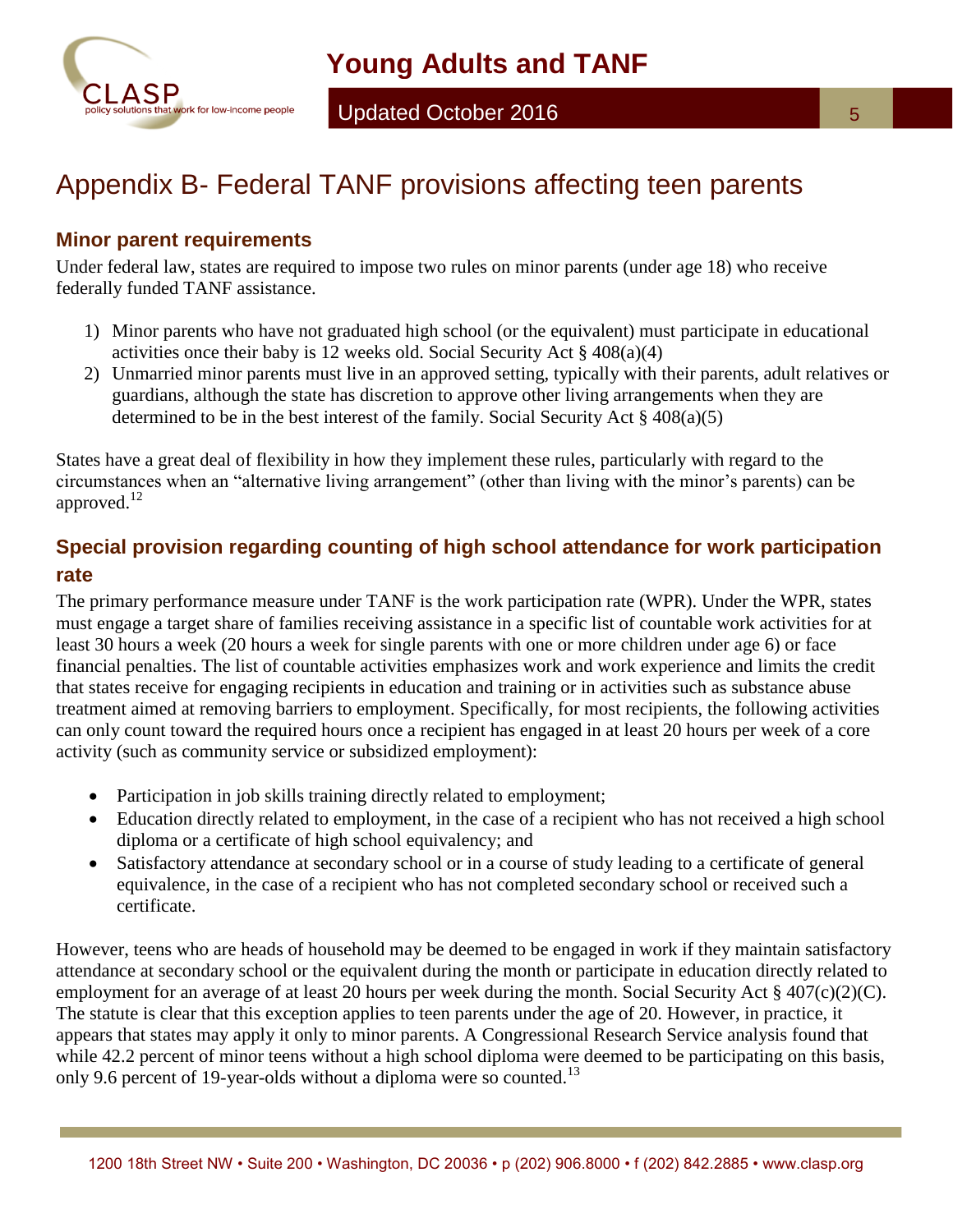# Appendix B- Federal TANF provisions affecting teen parents

## Minor parent requirements

Under federal law, states are required to impose two rules on minor parents (under age 18) who receive federally funded TANF assistance.

1) Minor parents who have not graduated high school (or the equivalent) must participate in educational activities once their baby is 12 weeks old. Social Security Act § 408(a)(4)
2) Unmarried minor parents must live in an approved setting, typically with their parents, adult relatives or guardians, although the state has discretion to approve other living arrangements when they are determined to be in the best interest of the family. Social Security Act § 408(a)(5)

States have a great deal of flexibility in how they implement these rules, particularly with regard to the circumstances when an "alternative living arrangement" (other than living with the minor's parents) can be approved.[12]

## Special provision regarding counting of high school attendance for work participation rate

The primary performance measure under TANF is the work participation rate (WPR). Under the WPR, states must engage a target share of families receiving assistance in a specific list of countable work activities for at least 30 hours a week (20 hours a week for single parents with one or more children under age 6) or face financial penalties. The list of countable activities emphasizes work and work experience and limits the credit that states receive for engaging recipients in education and training or in activities such as substance abuse treatment aimed at removing barriers to employment. Specifically, for most recipients, the following activities can only count toward the required hours once a recipient has engaged in at least 20 hours per week of a core activity (such as community service or subsidized employment):

- Participation in job skills training directly related to employment;
- Education directly related to employment, in the case of a recipient who has not received a high school diploma or a certificate of high school equivalency; and
- Satisfactory attendance at secondary school or in a course of study leading to a certificate of general equivalence, in the case of a recipient who has not completed secondary school or received such a certificate.

However, teens who are heads of household may be deemed to be engaged in work if they maintain satisfactory attendance at secondary school or the equivalent during the month or participate in education directly related to employment for an average of at least 20 hours per week during the month. Social Security Act § 407(c)(2)(C). The statute is clear that this exception applies to teen parents under the age of 20. However, in practice, it appears that states may apply it only to minor parents. A Congressional Research Service analysis found that while 42.2 percent of minor teens without a high school diploma were deemed to be participating on this basis, only 9.6 percent of 19-year-olds without a diploma were so counted.[13]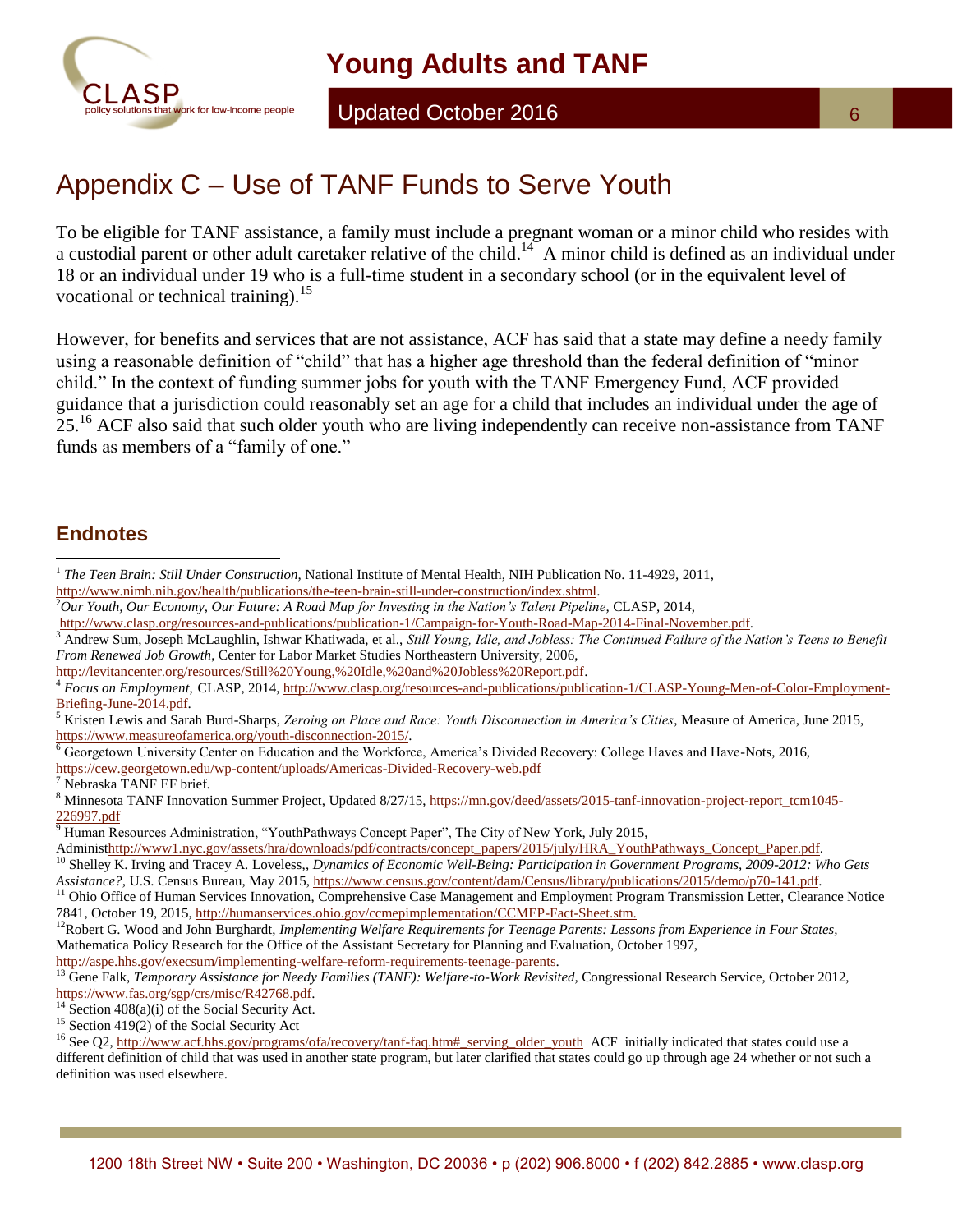# Appendix C – Use of TANF Funds to Serve Youth

To be eligible for TANF assistance, a family must include a pregnant woman or a minor child who resides with a custodial parent or other adult caretaker relative of the child.[14] A minor child is defined as an individual under 18 or an individual under 19 who is a full-time student in a secondary school (or in the equivalent level of vocational or technical training).[15]

However, for benefits and services that are not assistance, ACF has said that a state may define a needy family using a reasonable definition of "child" that has a higher age threshold than the federal definition of "minor child." In the context of funding summer jobs for youth with the TANF Emergency Fund, ACF provided guidance that a jurisdiction could reasonably set an age for a child that includes an individual under the age of 25.[16] ACF also said that such older youth who are living independently can receive non-assistance from TANF funds as members of a "family of one."

## Endnotes

[1] *The Teen Brain: Still Under Construction,* National Institute of Mental Health, NIH Publication No. 11-4929, 2011, http://www.nimh.nih.gov/health/publications/the-teen-brain-still-under-construction/index.shtml.

[2] *Our Youth, Our Economy, Our Future: A Road Map for Investing in the Nation's Talent Pipeline,* CLASP, 2014, http://www.clasp.org/resources-and-publications/publication-1/Campaign-for-Youth-Road-Map-2014-Final-November.pdf.

[3] Andrew Sum, Joseph McLaughlin, Ishwar Khatiwada, et al., *Still Young, Idle, and Jobless: The Continued Failure of the Nation's Teens to Benefit From Renewed Job Growth*, Center for Labor Market Studies Northeastern University, 2006, http://levitancenter.org/resources/Still%20Young,%20Idle,%20and%20Jobless%20Report.pdf.

[4] *Focus on Employment,* CLASP, 2014, http://www.clasp.org/resources-and-publications/publication-1/CLASP-Young-Men-of-Color-Employment-Briefing-June-2014.pdf.

[5] Kristen Lewis and Sarah Burd-Sharps, *Zeroing on Place and Race: Youth Disconnection in America's Cities*, Measure of America, June 2015, https://www.measureofamerica.org/youth-disconnection-2015/.

[6] Georgetown University Center on Education and the Workforce, America's Divided Recovery: College Haves and Have-Nots, 2016, https://cew.georgetown.edu/wp-content/uploads/Americas-Divided-Recovery-web.pdf

[7] Nebraska TANF EF brief.

[8] Minnesota TANF Innovation Summer Project, Updated 8/27/15, https://mn.gov/deed/assets/2015-tanf-innovation-project-report_tcm1045-226997.pdf

[9] Human Resources Administration, "YouthPathways Concept Paper", The City of New York, July 2015, Administhttp://www1.nyc.gov/assets/hra/downloads/pdf/contracts/concept_papers/2015/july/HRA_YouthPathways_Concept_Paper.pdf.

[10] Shelley K. Irving and Tracey A. Loveless,, *Dynamics of Economic Well-Being: Participation in Government Programs, 2009-2012: Who Gets Assistance?*, U.S. Census Bureau, May 2015, https://www.census.gov/content/dam/Census/library/publications/2015/demo/p70-141.pdf.

[11] Ohio Office of Human Services Innovation, Comprehensive Case Management and Employment Program Transmission Letter, Clearance Notice 7841, October 19, 2015, http://humanservices.ohio.gov/ccmepimplementation/CCMEP-Fact-Sheet.stm.

[12] Robert G. Wood and John Burghardt, *Implementing Welfare Requirements for Teenage Parents: Lessons from Experience in Four States,* Mathematica Policy Research for the Office of the Assistant Secretary for Planning and Evaluation, October 1997, http://aspe.hhs.gov/execsum/implementing-welfare-reform-requirements-teenage-parents.

[13] Gene Falk, *Temporary Assistance for Needy Families (TANF): Welfare-to-Work Revisited,* Congressional Research Service, October 2012, https://www.fas.org/sgp/crs/misc/R42768.pdf.

[14] Section 408(a)(i) of the Social Security Act.

[15] Section 419(2) of the Social Security Act

[16] See Q2, http://www.acf.hhs.gov/programs/ofa/recovery/tanf-faq.htm#_serving_older_youth ACF initially indicated that states could use a different definition of child that was used in another state program, but later clarified that states could go up through age 24 whether or not such a definition was used elsewhere.